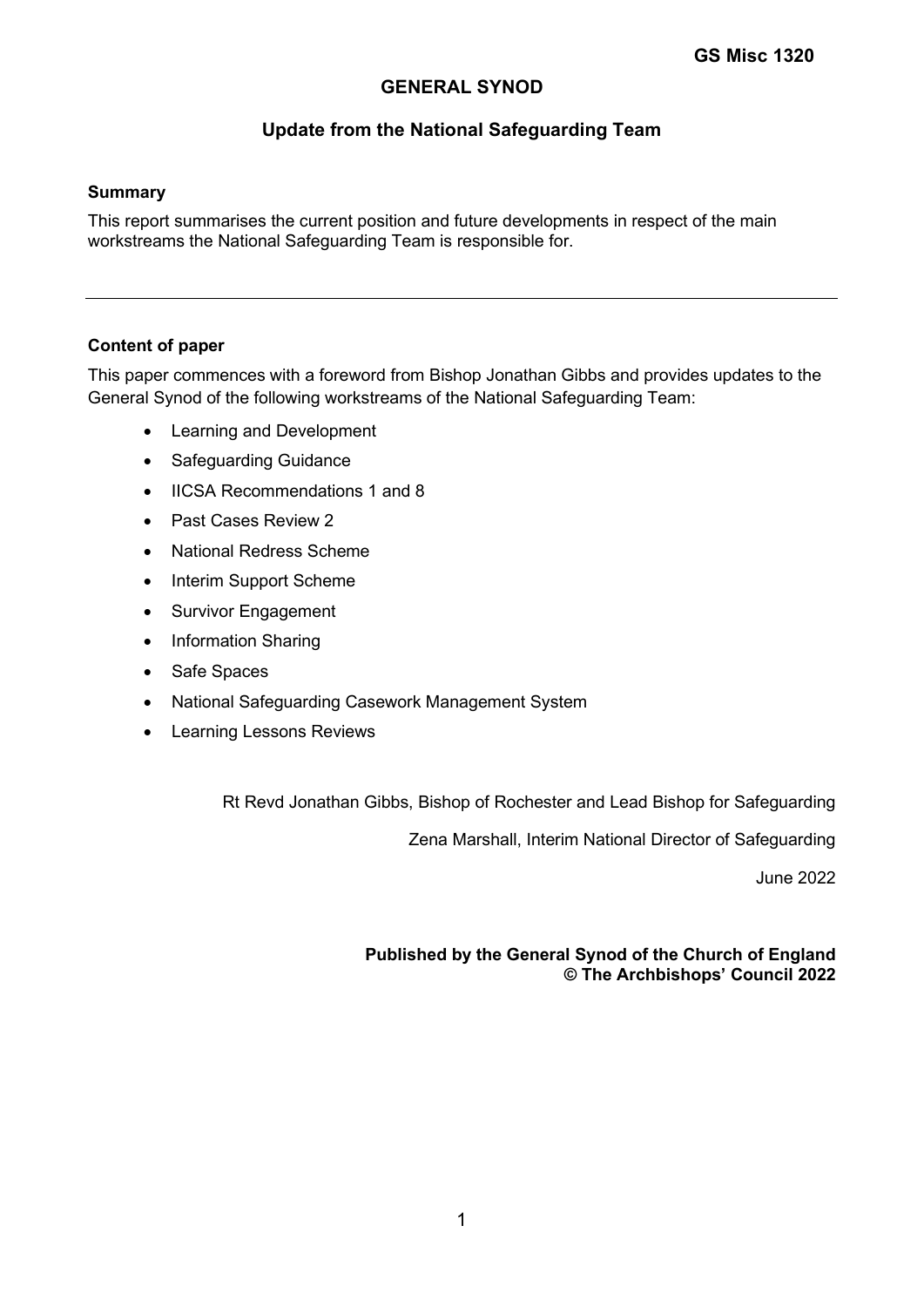GS Misc 1320

# GENERAL SYNOD

## Update from the National Safeguarding Team

**Summary**

This report summarises the current position and future developments in respect of the main workstreams the National Safeguarding Team is responsible for.

---

**Content of paper**

This paper commences with a foreword from Bishop Jonathan Gibbs and provides updates to the General Synod of the following workstreams of the National Safeguarding Team:

- Learning and Development
- Safeguarding Guidance
- IICSA Recommendations 1 and 8
- Past Cases Review 2
- National Redress Scheme
- Interim Support Scheme
- Survivor Engagement
- Information Sharing
- Safe Spaces
- National Safeguarding Casework Management System
- Learning Lessons Reviews

Rt Revd Jonathan Gibbs, Bishop of Rochester and Lead Bishop for Safeguarding

Zena Marshall, Interim National Director of Safeguarding

June 2022

**Published by the General Synod of the Church of England**
**© The Archbishops' Council 2022**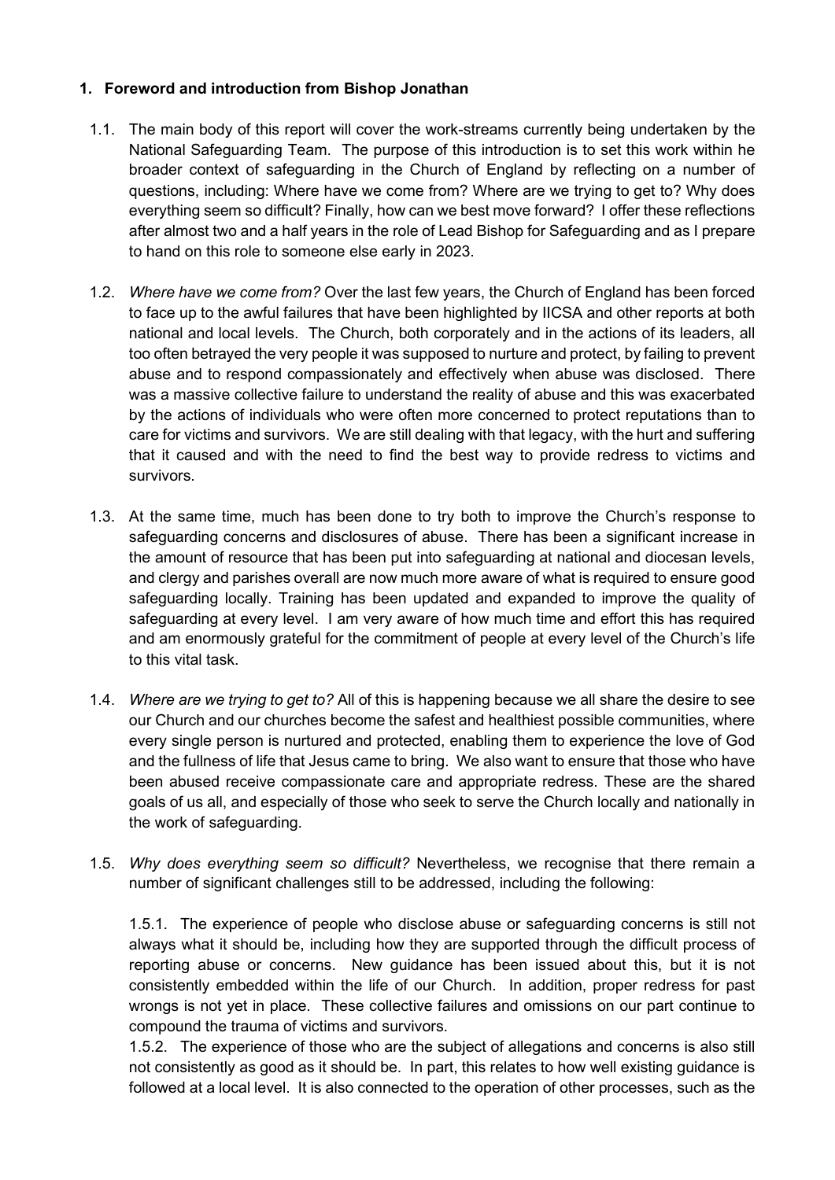## 1. Foreword and introduction from Bishop Jonathan

1.1. The main body of this report will cover the work-streams currently being undertaken by the National Safeguarding Team. The purpose of this introduction is to set this work within he broader context of safeguarding in the Church of England by reflecting on a number of questions, including: Where have we come from? Where are we trying to get to? Why does everything seem so difficult? Finally, how can we best move forward? I offer these reflections after almost two and a half years in the role of Lead Bishop for Safeguarding and as I prepare to hand on this role to someone else early in 2023.

1.2. *Where have we come from?* Over the last few years, the Church of England has been forced to face up to the awful failures that have been highlighted by IICSA and other reports at both national and local levels. The Church, both corporately and in the actions of its leaders, all too often betrayed the very people it was supposed to nurture and protect, by failing to prevent abuse and to respond compassionately and effectively when abuse was disclosed. There was a massive collective failure to understand the reality of abuse and this was exacerbated by the actions of individuals who were often more concerned to protect reputations than to care for victims and survivors. We are still dealing with that legacy, with the hurt and suffering that it caused and with the need to find the best way to provide redress to victims and survivors.

1.3. At the same time, much has been done to try both to improve the Church's response to safeguarding concerns and disclosures of abuse. There has been a significant increase in the amount of resource that has been put into safeguarding at national and diocesan levels, and clergy and parishes overall are now much more aware of what is required to ensure good safeguarding locally. Training has been updated and expanded to improve the quality of safeguarding at every level. I am very aware of how much time and effort this has required and am enormously grateful for the commitment of people at every level of the Church's life to this vital task.

1.4. *Where are we trying to get to?* All of this is happening because we all share the desire to see our Church and our churches become the safest and healthiest possible communities, where every single person is nurtured and protected, enabling them to experience the love of God and the fullness of life that Jesus came to bring. We also want to ensure that those who have been abused receive compassionate care and appropriate redress. These are the shared goals of us all, and especially of those who seek to serve the Church locally and nationally in the work of safeguarding.

1.5. *Why does everything seem so difficult?* Nevertheless, we recognise that there remain a number of significant challenges still to be addressed, including the following:

1.5.1. The experience of people who disclose abuse or safeguarding concerns is still not always what it should be, including how they are supported through the difficult process of reporting abuse or concerns. New guidance has been issued about this, but it is not consistently embedded within the life of our Church. In addition, proper redress for past wrongs is not yet in place. These collective failures and omissions on our part continue to compound the trauma of victims and survivors.

1.5.2. The experience of those who are the subject of allegations and concerns is also still not consistently as good as it should be. In part, this relates to how well existing guidance is followed at a local level. It is also connected to the operation of other processes, such as the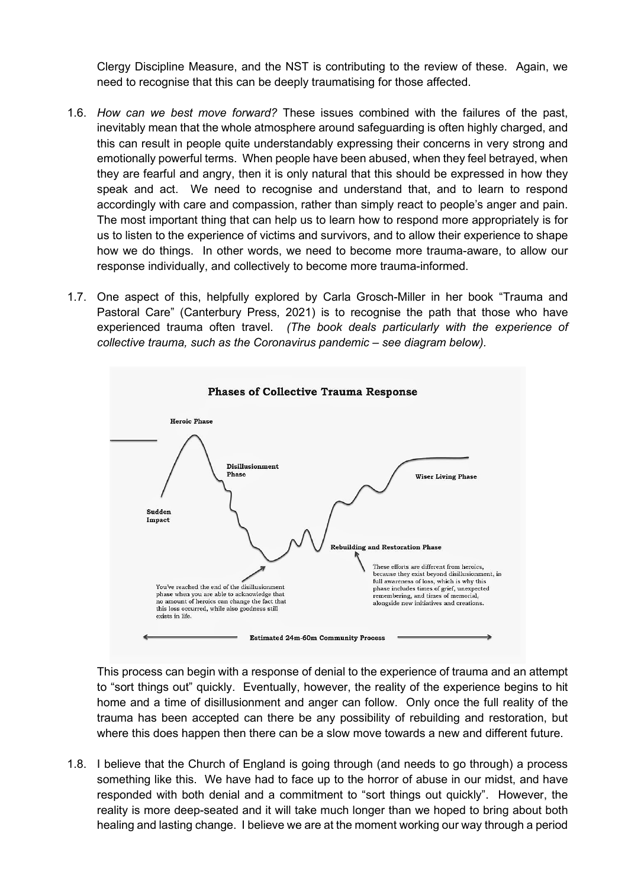Clergy Discipline Measure, and the NST is contributing to the review of these. Again, we need to recognise that this can be deeply traumatising for those affected.

1.6. *How can we best move forward?* These issues combined with the failures of the past, inevitably mean that the whole atmosphere around safeguarding is often highly charged, and this can result in people quite understandably expressing their concerns in very strong and emotionally powerful terms. When people have been abused, when they feel betrayed, when they are fearful and angry, then it is only natural that this should be expressed in how they speak and act. We need to recognise and understand that, and to learn to respond accordingly with care and compassion, rather than simply react to people's anger and pain. The most important thing that can help us to learn how to respond more appropriately is for us to listen to the experience of victims and survivors, and to allow their experience to shape how we do things. In other words, we need to become more trauma-aware, to allow our response individually, and collectively to become more trauma-informed.

1.7. One aspect of this, helpfully explored by Carla Grosch-Miller in her book "Trauma and Pastoral Care" (Canterbury Press, 2021) is to recognise the path that those who have experienced trauma often travel. *(The book deals particularly with the experience of collective trauma, such as the Coronavirus pandemic – see diagram below).*

**Phases of Collective Trauma Response**

Heroic Phase

Disillusionment Phase

Sudden Impact

Wiser Living Phase

Rebuilding and Restoration Phase

You've reached the end of the disillusionment phase when you are able to acknowledge that no amount of heroics can change the fact that this loss occurred, while also goodness still exists in life.

These efforts are different from heroics, because they exist beyond disillusionment, in full awareness of loss, which is why this phase includes times of grief, unexpected remembering, and times of memorial, alongside new initiatives and creations.

Estimated 24m-60m Community Process

This process can begin with a response of denial to the experience of trauma and an attempt to "sort things out" quickly. Eventually, however, the reality of the experience begins to hit home and a time of disillusionment and anger can follow. Only once the full reality of the trauma has been accepted can there be any possibility of rebuilding and restoration, but where this does happen then there can be a slow move towards a new and different future.

1.8. I believe that the Church of England is going through (and needs to go through) a process something like this. We have had to face up to the horror of abuse in our midst, and have responded with both denial and a commitment to "sort things out quickly". However, the reality is more deep-seated and it will take much longer than we hoped to bring about both healing and lasting change. I believe we are at the moment working our way through a period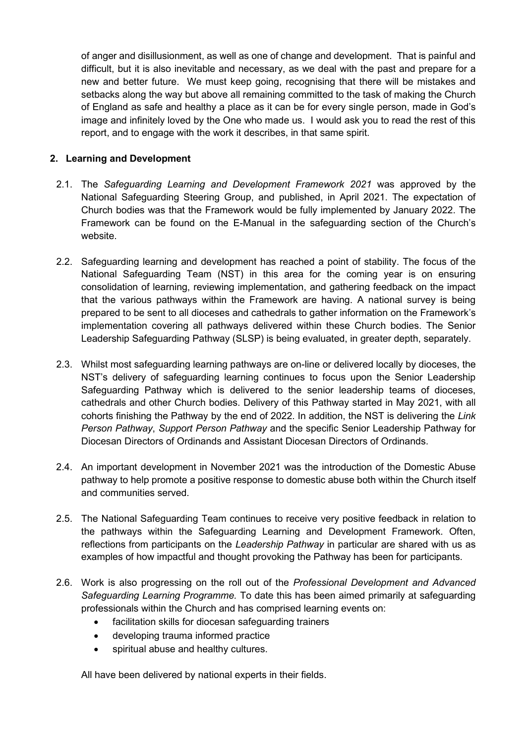of anger and disillusionment, as well as one of change and development. That is painful and difficult, but it is also inevitable and necessary, as we deal with the past and prepare for a new and better future. We must keep going, recognising that there will be mistakes and setbacks along the way but above all remaining committed to the task of making the Church of England as safe and healthy a place as it can be for every single person, made in God's image and infinitely loved by the One who made us. I would ask you to read the rest of this report, and to engage with the work it describes, in that same spirit.

## 2. Learning and Development

2.1. The *Safeguarding Learning and Development Framework 2021* was approved by the National Safeguarding Steering Group, and published, in April 2021. The expectation of Church bodies was that the Framework would be fully implemented by January 2022. The Framework can be found on the E-Manual in the safeguarding section of the Church's website.

2.2. Safeguarding learning and development has reached a point of stability. The focus of the National Safeguarding Team (NST) in this area for the coming year is on ensuring consolidation of learning, reviewing implementation, and gathering feedback on the impact that the various pathways within the Framework are having. A national survey is being prepared to be sent to all dioceses and cathedrals to gather information on the Framework's implementation covering all pathways delivered within these Church bodies. The Senior Leadership Safeguarding Pathway (SLSP) is being evaluated, in greater depth, separately.

2.3. Whilst most safeguarding learning pathways are on-line or delivered locally by dioceses, the NST's delivery of safeguarding learning continues to focus upon the Senior Leadership Safeguarding Pathway which is delivered to the senior leadership teams of dioceses, cathedrals and other Church bodies. Delivery of this Pathway started in May 2021, with all cohorts finishing the Pathway by the end of 2022. In addition, the NST is delivering the *Link Person Pathway*, *Support Person Pathway* and the specific Senior Leadership Pathway for Diocesan Directors of Ordinands and Assistant Diocesan Directors of Ordinands.

2.4. An important development in November 2021 was the introduction of the Domestic Abuse pathway to help promote a positive response to domestic abuse both within the Church itself and communities served.

2.5. The National Safeguarding Team continues to receive very positive feedback in relation to the pathways within the Safeguarding Learning and Development Framework. Often, reflections from participants on the *Leadership Pathway* in particular are shared with us as examples of how impactful and thought provoking the Pathway has been for participants.

2.6. Work is also progressing on the roll out of the *Professional Development and Advanced Safeguarding Learning Programme*. To date this has been aimed primarily at safeguarding professionals within the Church and has comprised learning events on:

- facilitation skills for diocesan safeguarding trainers
- developing trauma informed practice
- spiritual abuse and healthy cultures.

All have been delivered by national experts in their fields.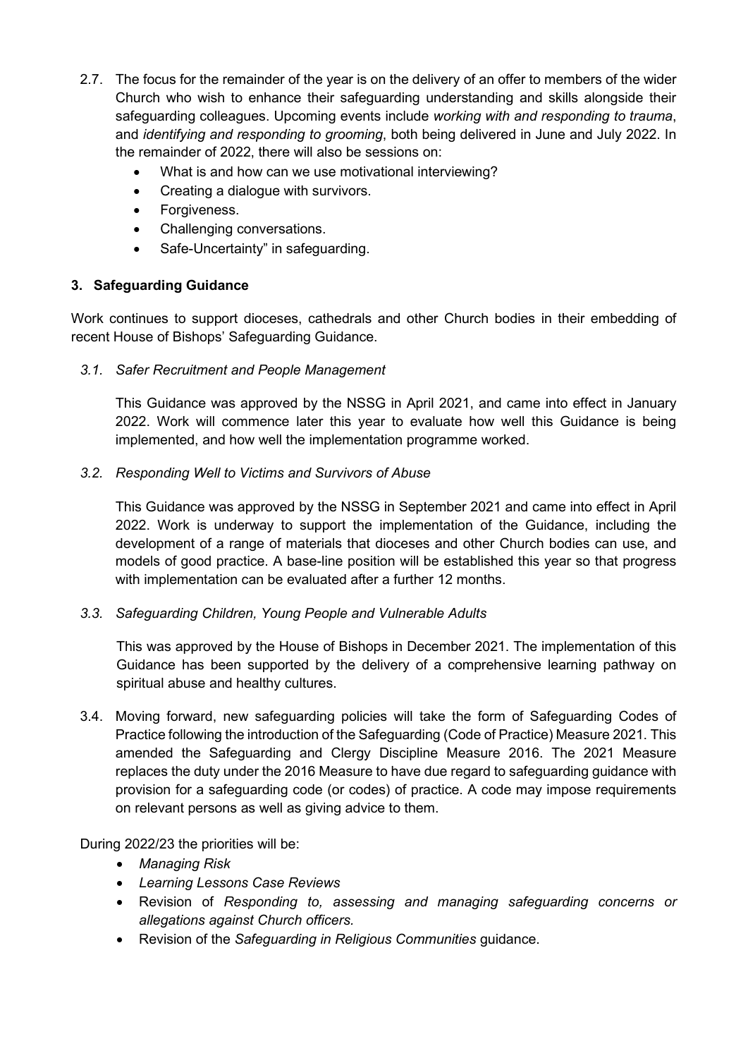2.7. The focus for the remainder of the year is on the delivery of an offer to members of the wider Church who wish to enhance their safeguarding understanding and skills alongside their safeguarding colleagues. Upcoming events include *working with and responding to trauma*, and *identifying and responding to grooming*, both being delivered in June and July 2022. In the remainder of 2022, there will also be sessions on:

- What is and how can we use motivational interviewing?
- Creating a dialogue with survivors.
- Forgiveness.
- Challenging conversations.
- Safe-Uncertainty" in safeguarding.

## 3. Safeguarding Guidance

Work continues to support dioceses, cathedrals and other Church bodies in their embedding of recent House of Bishops' Safeguarding Guidance.

### *3.1. Safer Recruitment and People Management*

This Guidance was approved by the NSSG in April 2021, and came into effect in January 2022. Work will commence later this year to evaluate how well this Guidance is being implemented, and how well the implementation programme worked.

### *3.2. Responding Well to Victims and Survivors of Abuse*

This Guidance was approved by the NSSG in September 2021 and came into effect in April 2022. Work is underway to support the implementation of the Guidance, including the development of a range of materials that dioceses and other Church bodies can use, and models of good practice. A base-line position will be established this year so that progress with implementation can be evaluated after a further 12 months.

### *3.3. Safeguarding Children, Young People and Vulnerable Adults*

This was approved by the House of Bishops in December 2021. The implementation of this Guidance has been supported by the delivery of a comprehensive learning pathway on spiritual abuse and healthy cultures.

3.4. Moving forward, new safeguarding policies will take the form of Safeguarding Codes of Practice following the introduction of the Safeguarding (Code of Practice) Measure 2021. This amended the Safeguarding and Clergy Discipline Measure 2016. The 2021 Measure replaces the duty under the 2016 Measure to have due regard to safeguarding guidance with provision for a safeguarding code (or codes) of practice. A code may impose requirements on relevant persons as well as giving advice to them.

During 2022/23 the priorities will be:

- *Managing Risk*
- *Learning Lessons Case Reviews*
- Revision of *Responding to, assessing and managing safeguarding concerns or allegations against Church officers.*
- Revision of the *Safeguarding in Religious Communities* guidance.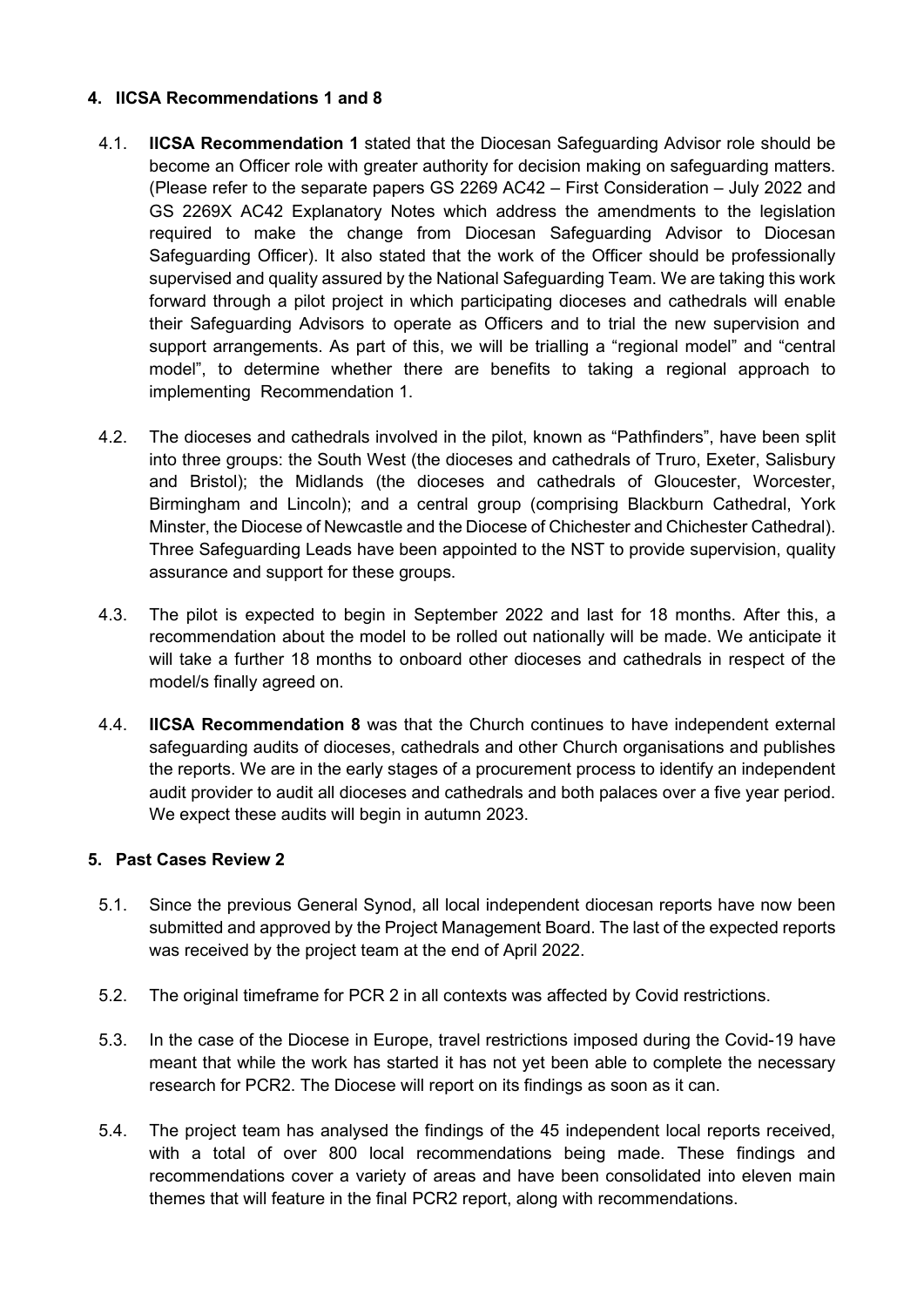## 4. IICSA Recommendations 1 and 8

4.1. **IICSA Recommendation 1** stated that the Diocesan Safeguarding Advisor role should be become an Officer role with greater authority for decision making on safeguarding matters. (Please refer to the separate papers GS 2269 AC42 – First Consideration – July 2022 and GS 2269X AC42 Explanatory Notes which address the amendments to the legislation required to make the change from Diocesan Safeguarding Advisor to Diocesan Safeguarding Officer). It also stated that the work of the Officer should be professionally supervised and quality assured by the National Safeguarding Team. We are taking this work forward through a pilot project in which participating dioceses and cathedrals will enable their Safeguarding Advisors to operate as Officers and to trial the new supervision and support arrangements. As part of this, we will be trialling a "regional model" and "central model", to determine whether there are benefits to taking a regional approach to implementing Recommendation 1.

4.2. The dioceses and cathedrals involved in the pilot, known as "Pathfinders", have been split into three groups: the South West (the dioceses and cathedrals of Truro, Exeter, Salisbury and Bristol); the Midlands (the dioceses and cathedrals of Gloucester, Worcester, Birmingham and Lincoln); and a central group (comprising Blackburn Cathedral, York Minster, the Diocese of Newcastle and the Diocese of Chichester and Chichester Cathedral). Three Safeguarding Leads have been appointed to the NST to provide supervision, quality assurance and support for these groups.

4.3. The pilot is expected to begin in September 2022 and last for 18 months. After this, a recommendation about the model to be rolled out nationally will be made. We anticipate it will take a further 18 months to onboard other dioceses and cathedrals in respect of the model/s finally agreed on.

4.4. **IICSA Recommendation 8** was that the Church continues to have independent external safeguarding audits of dioceses, cathedrals and other Church organisations and publishes the reports. We are in the early stages of a procurement process to identify an independent audit provider to audit all dioceses and cathedrals and both palaces over a five year period. We expect these audits will begin in autumn 2023.

## 5. Past Cases Review 2

5.1. Since the previous General Synod, all local independent diocesan reports have now been submitted and approved by the Project Management Board. The last of the expected reports was received by the project team at the end of April 2022.

5.2. The original timeframe for PCR 2 in all contexts was affected by Covid restrictions.

5.3. In the case of the Diocese in Europe, travel restrictions imposed during the Covid-19 have meant that while the work has started it has not yet been able to complete the necessary research for PCR2. The Diocese will report on its findings as soon as it can.

5.4. The project team has analysed the findings of the 45 independent local reports received, with a total of over 800 local recommendations being made. These findings and recommendations cover a variety of areas and have been consolidated into eleven main themes that will feature in the final PCR2 report, along with recommendations.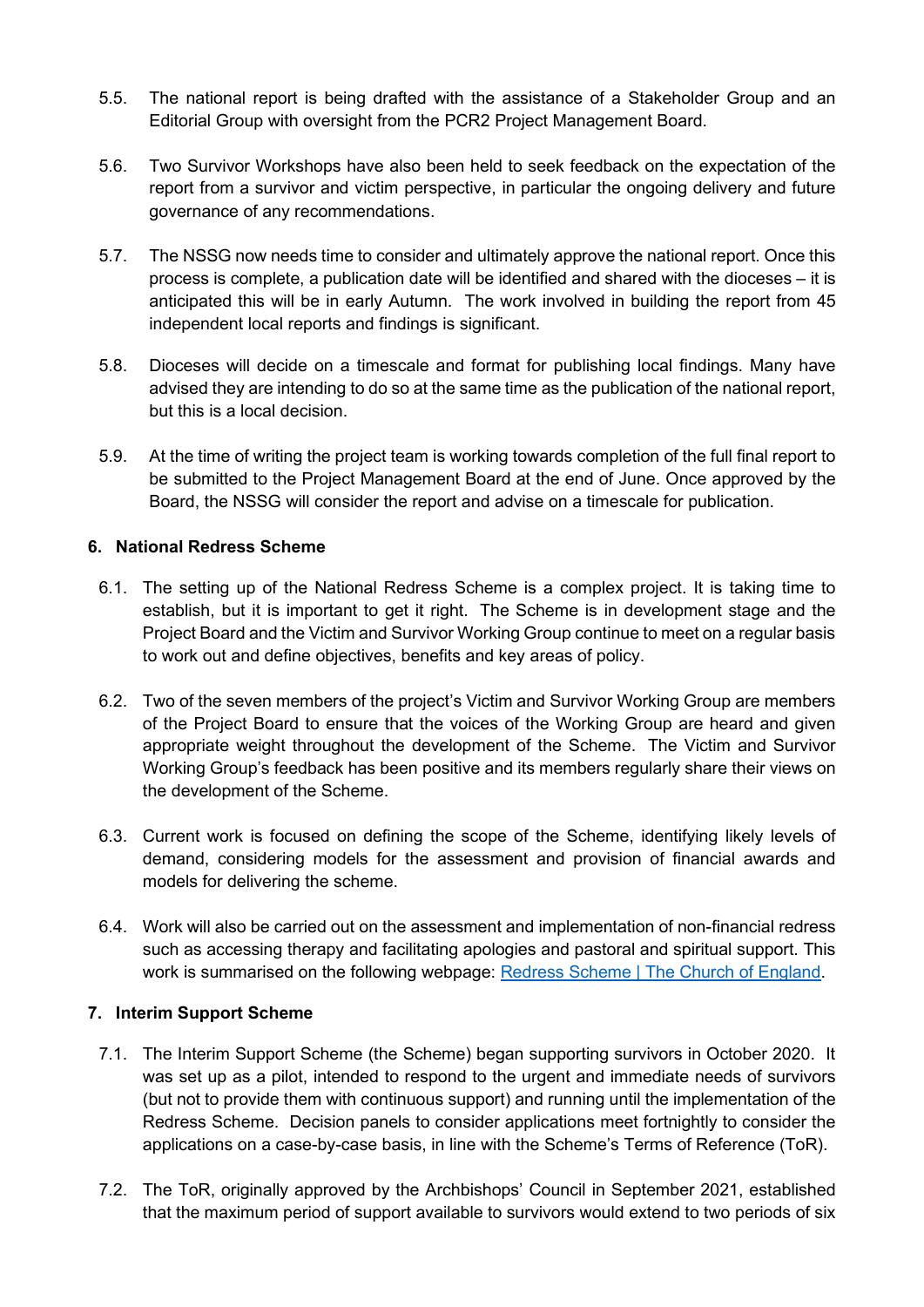5.5. The national report is being drafted with the assistance of a Stakeholder Group and an Editorial Group with oversight from the PCR2 Project Management Board.

5.6. Two Survivor Workshops have also been held to seek feedback on the expectation of the report from a survivor and victim perspective, in particular the ongoing delivery and future governance of any recommendations.

5.7. The NSSG now needs time to consider and ultimately approve the national report. Once this process is complete, a publication date will be identified and shared with the dioceses – it is anticipated this will be in early Autumn. The work involved in building the report from 45 independent local reports and findings is significant.

5.8. Dioceses will decide on a timescale and format for publishing local findings. Many have advised they are intending to do so at the same time as the publication of the national report, but this is a local decision.

5.9. At the time of writing the project team is working towards completion of the full final report to be submitted to the Project Management Board at the end of June. Once approved by the Board, the NSSG will consider the report and advise on a timescale for publication.

## 6. National Redress Scheme

6.1. The setting up of the National Redress Scheme is a complex project. It is taking time to establish, but it is important to get it right. The Scheme is in development stage and the Project Board and the Victim and Survivor Working Group continue to meet on a regular basis to work out and define objectives, benefits and key areas of policy.

6.2. Two of the seven members of the project's Victim and Survivor Working Group are members of the Project Board to ensure that the voices of the Working Group are heard and given appropriate weight throughout the development of the Scheme. The Victim and Survivor Working Group's feedback has been positive and its members regularly share their views on the development of the Scheme.

6.3. Current work is focused on defining the scope of the Scheme, identifying likely levels of demand, considering models for the assessment and provision of financial awards and models for delivering the scheme.

6.4. Work will also be carried out on the assessment and implementation of non-financial redress such as accessing therapy and facilitating apologies and pastoral and spiritual support. This work is summarised on the following webpage: [Redress Scheme | The Church of England](Redress Scheme | The Church of England).

## 7. Interim Support Scheme

7.1. The Interim Support Scheme (the Scheme) began supporting survivors in October 2020. It was set up as a pilot, intended to respond to the urgent and immediate needs of survivors (but not to provide them with continuous support) and running until the implementation of the Redress Scheme. Decision panels to consider applications meet fortnightly to consider the applications on a case-by-case basis, in line with the Scheme's Terms of Reference (ToR).

7.2. The ToR, originally approved by the Archbishops' Council in September 2021, established that the maximum period of support available to survivors would extend to two periods of six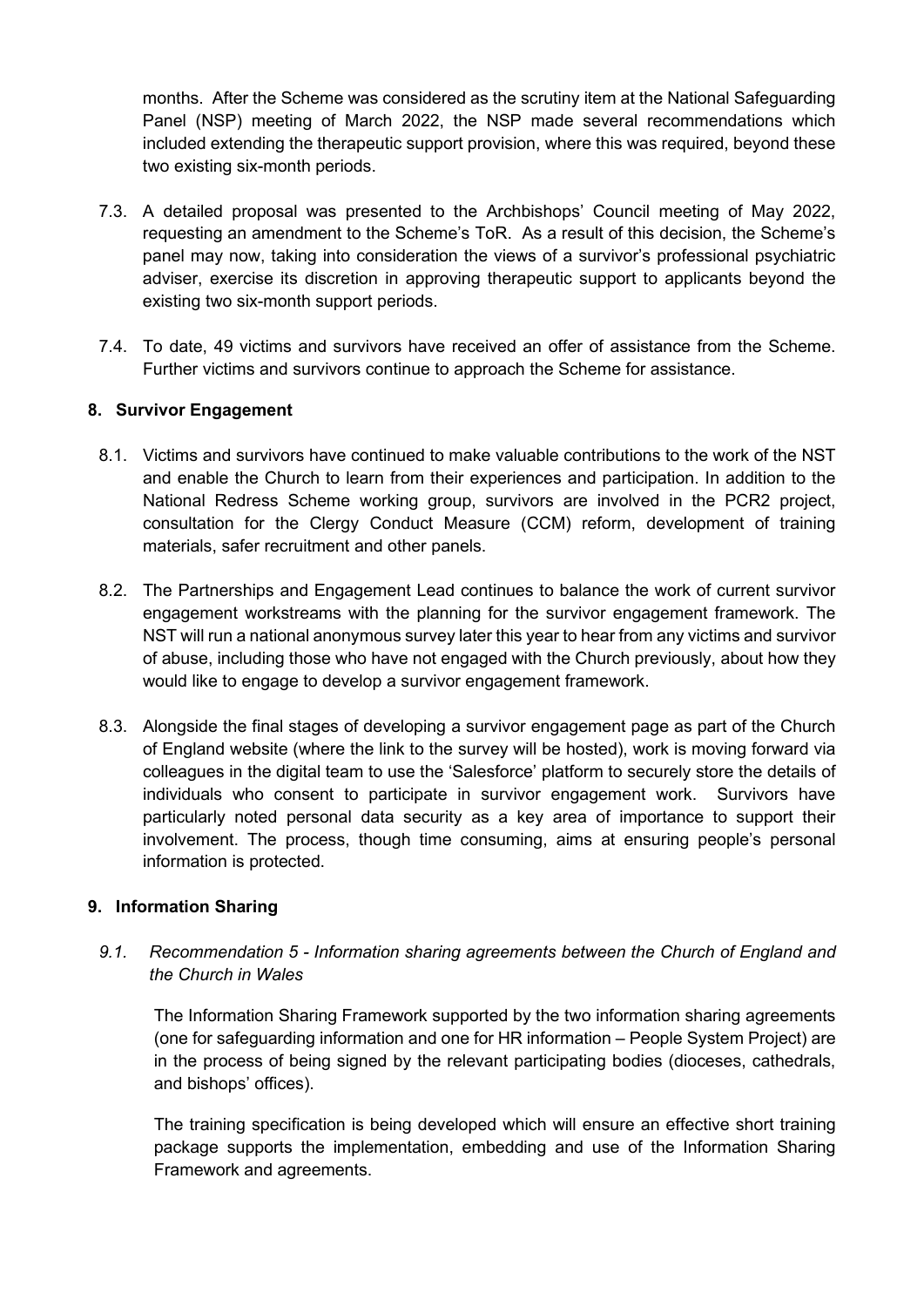months. After the Scheme was considered as the scrutiny item at the National Safeguarding Panel (NSP) meeting of March 2022, the NSP made several recommendations which included extending the therapeutic support provision, where this was required, beyond these two existing six-month periods.

7.3. A detailed proposal was presented to the Archbishops' Council meeting of May 2022, requesting an amendment to the Scheme's ToR. As a result of this decision, the Scheme's panel may now, taking into consideration the views of a survivor's professional psychiatric adviser, exercise its discretion in approving therapeutic support to applicants beyond the existing two six-month support periods.

7.4. To date, 49 victims and survivors have received an offer of assistance from the Scheme. Further victims and survivors continue to approach the Scheme for assistance.

## 8. Survivor Engagement

8.1. Victims and survivors have continued to make valuable contributions to the work of the NST and enable the Church to learn from their experiences and participation. In addition to the National Redress Scheme working group, survivors are involved in the PCR2 project, consultation for the Clergy Conduct Measure (CCM) reform, development of training materials, safer recruitment and other panels.

8.2. The Partnerships and Engagement Lead continues to balance the work of current survivor engagement workstreams with the planning for the survivor engagement framework. The NST will run a national anonymous survey later this year to hear from any victims and survivor of abuse, including those who have not engaged with the Church previously, about how they would like to engage to develop a survivor engagement framework.

8.3. Alongside the final stages of developing a survivor engagement page as part of the Church of England website (where the link to the survey will be hosted), work is moving forward via colleagues in the digital team to use the 'Salesforce' platform to securely store the details of individuals who consent to participate in survivor engagement work. Survivors have particularly noted personal data security as a key area of importance to support their involvement. The process, though time consuming, aims at ensuring people's personal information is protected.

## 9. Information Sharing

*9.1. Recommendation 5 - Information sharing agreements between the Church of England and the Church in Wales*

The Information Sharing Framework supported by the two information sharing agreements (one for safeguarding information and one for HR information – People System Project) are in the process of being signed by the relevant participating bodies (dioceses, cathedrals, and bishops' offices).

The training specification is being developed which will ensure an effective short training package supports the implementation, embedding and use of the Information Sharing Framework and agreements.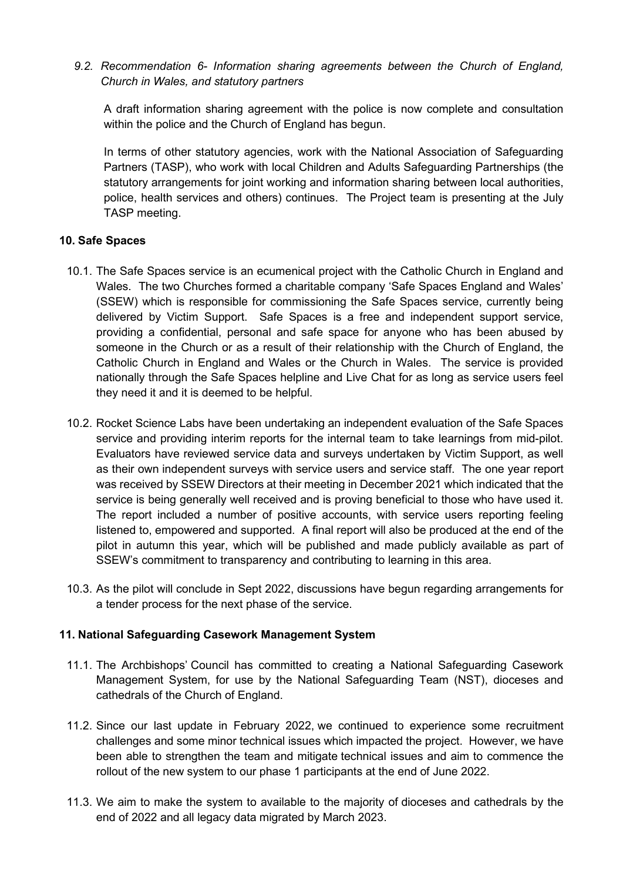*9.2. Recommendation 6- Information sharing agreements between the Church of England, Church in Wales, and statutory partners*

A draft information sharing agreement with the police is now complete and consultation within the police and the Church of England has begun.

In terms of other statutory agencies, work with the National Association of Safeguarding Partners (TASP), who work with local Children and Adults Safeguarding Partnerships (the statutory arrangements for joint working and information sharing between local authorities, police, health services and others) continues. The Project team is presenting at the July TASP meeting.

## 10. Safe Spaces

10.1. The Safe Spaces service is an ecumenical project with the Catholic Church in England and Wales. The two Churches formed a charitable company 'Safe Spaces England and Wales' (SSEW) which is responsible for commissioning the Safe Spaces service, currently being delivered by Victim Support. Safe Spaces is a free and independent support service, providing a confidential, personal and safe space for anyone who has been abused by someone in the Church or as a result of their relationship with the Church of England, the Catholic Church in England and Wales or the Church in Wales. The service is provided nationally through the Safe Spaces helpline and Live Chat for as long as service users feel they need it and it is deemed to be helpful.

10.2. Rocket Science Labs have been undertaking an independent evaluation of the Safe Spaces service and providing interim reports for the internal team to take learnings from mid-pilot. Evaluators have reviewed service data and surveys undertaken by Victim Support, as well as their own independent surveys with service users and service staff. The one year report was received by SSEW Directors at their meeting in December 2021 which indicated that the service is being generally well received and is proving beneficial to those who have used it. The report included a number of positive accounts, with service users reporting feeling listened to, empowered and supported. A final report will also be produced at the end of the pilot in autumn this year, which will be published and made publicly available as part of SSEW's commitment to transparency and contributing to learning in this area.

10.3. As the pilot will conclude in Sept 2022, discussions have begun regarding arrangements for a tender process for the next phase of the service.

## 11. National Safeguarding Casework Management System

11.1. The Archbishops' Council has committed to creating a National Safeguarding Casework Management System, for use by the National Safeguarding Team (NST), dioceses and cathedrals of the Church of England.

11.2. Since our last update in February 2022, we continued to experience some recruitment challenges and some minor technical issues which impacted the project. However, we have been able to strengthen the team and mitigate technical issues and aim to commence the rollout of the new system to our phase 1 participants at the end of June 2022.

11.3. We aim to make the system to available to the majority of dioceses and cathedrals by the end of 2022 and all legacy data migrated by March 2023.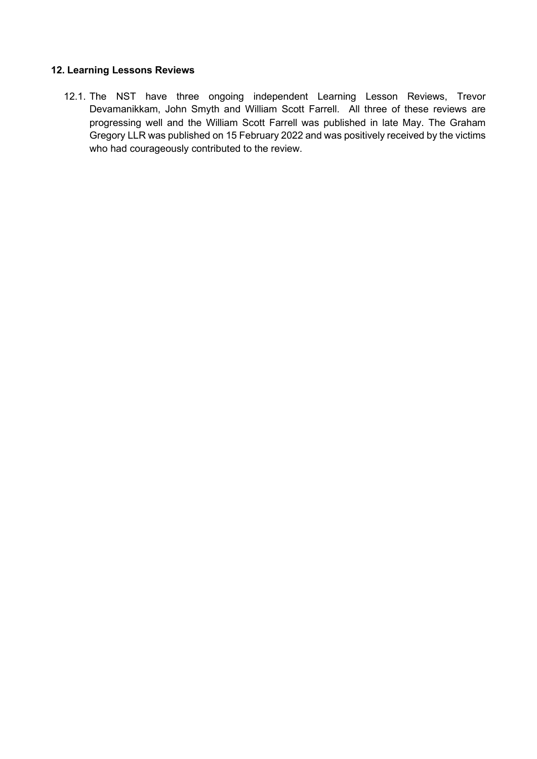## 12. Learning Lessons Reviews

12.1. The NST have three ongoing independent Learning Lesson Reviews, Trevor Devamanikkam, John Smyth and William Scott Farrell. All three of these reviews are progressing well and the William Scott Farrell was published in late May. The Graham Gregory LLR was published on 15 February 2022 and was positively received by the victims who had courageously contributed to the review.